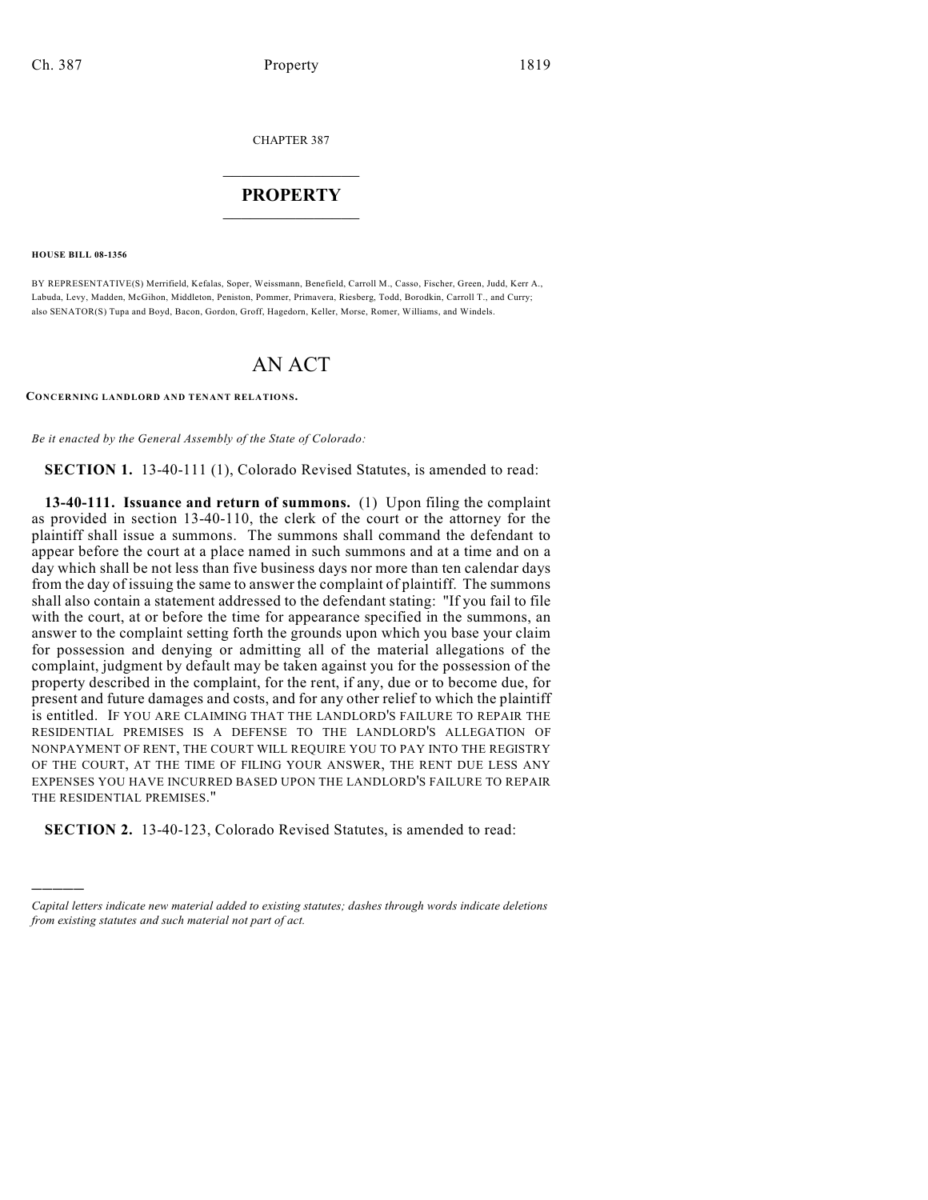CHAPTER 387

# PROPERTY

**HOUSE BILL 08-1356**

BY REPRESENTATIVE(S) Merrifield, Kefalas, Soper, Weissmann, Benefield, Carroll M., Casso, Fischer, Green, Judd, Kerr A., Labuda, Levy, Madden, McGihon, Middleton, Peniston, Pommer, Primavera, Riesberg, Todd, Borodkin, Carroll T., and Curry; also SENATOR(S) Tupa and Boyd, Bacon, Gordon, Groff, Hagedorn, Keller, Morse, Romer, Williams, and Windels.

# AN ACT

**CONCERNING LANDLORD AND TENANT RELATIONS.**

*Be it enacted by the General Assembly of the State of Colorado:*

**SECTION 1.** 13-40-111 (1), Colorado Revised Statutes, is amended to read:

**13-40-111. Issuance and return of summons.** (1) Upon filing the complaint as provided in section 13-40-110, the clerk of the court or the attorney for the plaintiff shall issue a summons. The summons shall command the defendant to appear before the court at a place named in such summons and at a time and on a day which shall be not less than five business days nor more than ten calendar days from the day of issuing the same to answer the complaint of plaintiff. The summons shall also contain a statement addressed to the defendant stating: "If you fail to file with the court, at or before the time for appearance specified in the summons, an answer to the complaint setting forth the grounds upon which you base your claim for possession and denying or admitting all of the material allegations of the complaint, judgment by default may be taken against you for the possession of the property described in the complaint, for the rent, if any, due or to become due, for present and future damages and costs, and for any other relief to which the plaintiff is entitled. IF YOU ARE CLAIMING THAT THE LANDLORD'S FAILURE TO REPAIR THE RESIDENTIAL PREMISES IS A DEFENSE TO THE LANDLORD'S ALLEGATION OF NONPAYMENT OF RENT, THE COURT WILL REQUIRE YOU TO PAY INTO THE REGISTRY OF THE COURT, AT THE TIME OF FILING YOUR ANSWER, THE RENT DUE LESS ANY EXPENSES YOU HAVE INCURRED BASED UPON THE LANDLORD'S FAILURE TO REPAIR THE RESIDENTIAL PREMISES."

**SECTION 2.** 13-40-123, Colorado Revised Statutes, is amended to read:

---

*Capital letters indicate new material added to existing statutes; dashes through words indicate deletions from existing statutes and such material not part of act.*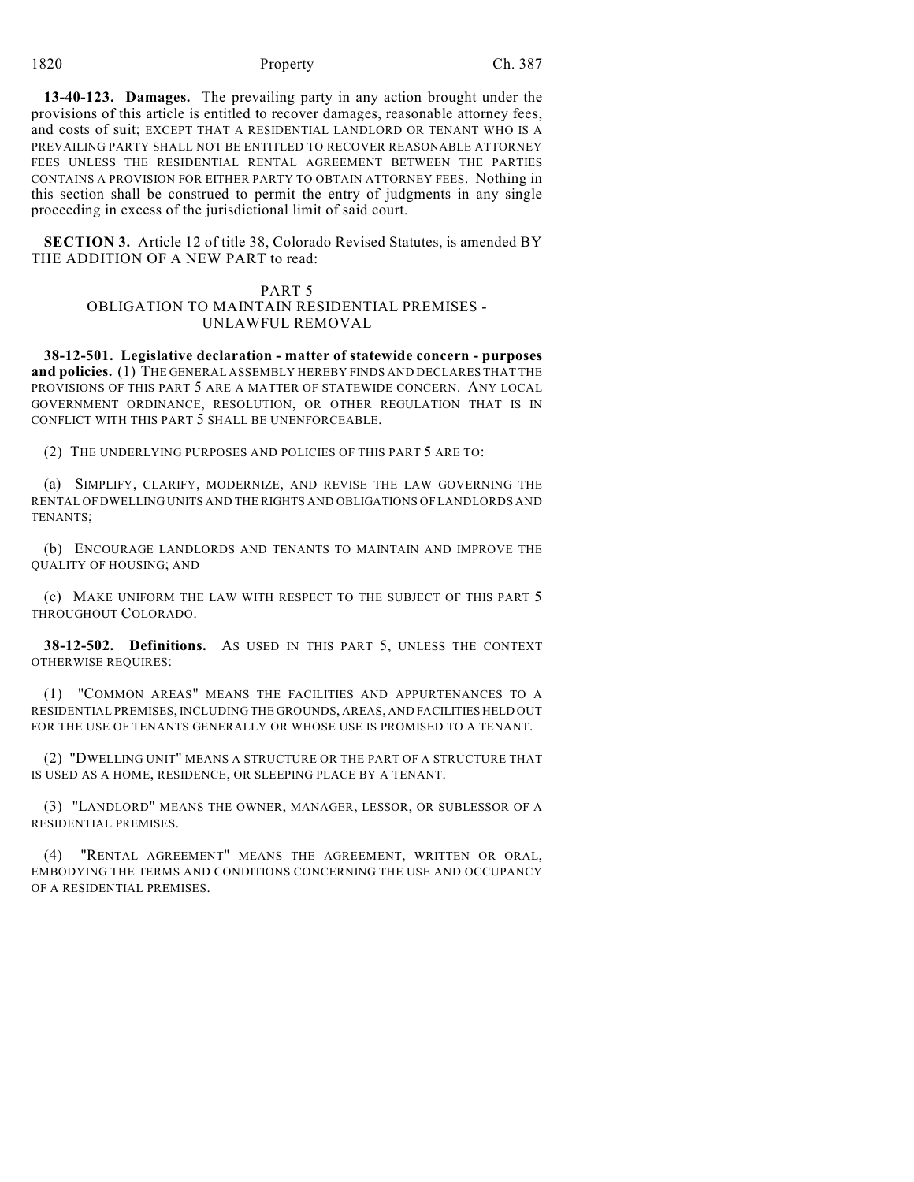**13-40-123. Damages.** The prevailing party in any action brought under the provisions of this article is entitled to recover damages, reasonable attorney fees, and costs of suit; EXCEPT THAT A RESIDENTIAL LANDLORD OR TENANT WHO IS A PREVAILING PARTY SHALL NOT BE ENTITLED TO RECOVER REASONABLE ATTORNEY FEES UNLESS THE RESIDENTIAL RENTAL AGREEMENT BETWEEN THE PARTIES CONTAINS A PROVISION FOR EITHER PARTY TO OBTAIN ATTORNEY FEES. Nothing in this section shall be construed to permit the entry of judgments in any single proceeding in excess of the jurisdictional limit of said court.

**SECTION 3.** Article 12 of title 38, Colorado Revised Statutes, is amended BY THE ADDITION OF A NEW PART to read:

PART 5
OBLIGATION TO MAINTAIN RESIDENTIAL PREMISES - UNLAWFUL REMOVAL

**38-12-501. Legislative declaration - matter of statewide concern - purposes and policies.** (1) THE GENERAL ASSEMBLY HEREBY FINDS AND DECLARES THAT THE PROVISIONS OF THIS PART 5 ARE A MATTER OF STATEWIDE CONCERN. ANY LOCAL GOVERNMENT ORDINANCE, RESOLUTION, OR OTHER REGULATION THAT IS IN CONFLICT WITH THIS PART 5 SHALL BE UNENFORCEABLE.

(2) THE UNDERLYING PURPOSES AND POLICIES OF THIS PART 5 ARE TO:

(a) SIMPLIFY, CLARIFY, MODERNIZE, AND REVISE THE LAW GOVERNING THE RENTAL OF DWELLING UNITS AND THE RIGHTS AND OBLIGATIONS OF LANDLORDS AND TENANTS;

(b) ENCOURAGE LANDLORDS AND TENANTS TO MAINTAIN AND IMPROVE THE QUALITY OF HOUSING; AND

(c) MAKE UNIFORM THE LAW WITH RESPECT TO THE SUBJECT OF THIS PART 5 THROUGHOUT COLORADO.

**38-12-502. Definitions.** AS USED IN THIS PART 5, UNLESS THE CONTEXT OTHERWISE REQUIRES:

(1) "COMMON AREAS" MEANS THE FACILITIES AND APPURTENANCES TO A RESIDENTIAL PREMISES, INCLUDING THE GROUNDS, AREAS, AND FACILITIES HELD OUT FOR THE USE OF TENANTS GENERALLY OR WHOSE USE IS PROMISED TO A TENANT.

(2) "DWELLING UNIT" MEANS A STRUCTURE OR THE PART OF A STRUCTURE THAT IS USED AS A HOME, RESIDENCE, OR SLEEPING PLACE BY A TENANT.

(3) "LANDLORD" MEANS THE OWNER, MANAGER, LESSOR, OR SUBLESSOR OF A RESIDENTIAL PREMISES.

(4) "RENTAL AGREEMENT" MEANS THE AGREEMENT, WRITTEN OR ORAL, EMBODYING THE TERMS AND CONDITIONS CONCERNING THE USE AND OCCUPANCY OF A RESIDENTIAL PREMISES.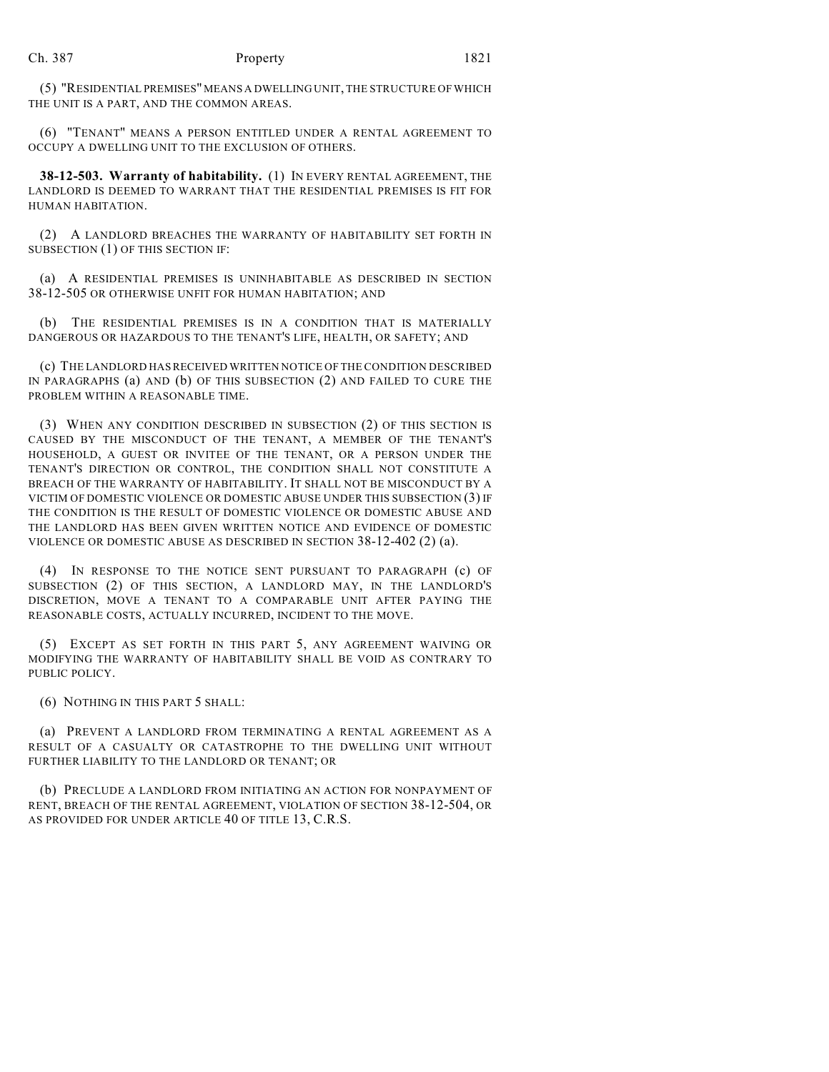(5) "RESIDENTIAL PREMISES" MEANS A DWELLING UNIT, THE STRUCTURE OF WHICH THE UNIT IS A PART, AND THE COMMON AREAS.

(6) "TENANT" MEANS A PERSON ENTITLED UNDER A RENTAL AGREEMENT TO OCCUPY A DWELLING UNIT TO THE EXCLUSION OF OTHERS.

**38-12-503. Warranty of habitability.** (1) IN EVERY RENTAL AGREEMENT, THE LANDLORD IS DEEMED TO WARRANT THAT THE RESIDENTIAL PREMISES IS FIT FOR HUMAN HABITATION.

(2) A LANDLORD BREACHES THE WARRANTY OF HABITABILITY SET FORTH IN SUBSECTION (1) OF THIS SECTION IF:

(a) A RESIDENTIAL PREMISES IS UNINHABITABLE AS DESCRIBED IN SECTION 38-12-505 OR OTHERWISE UNFIT FOR HUMAN HABITATION; AND

(b) THE RESIDENTIAL PREMISES IS IN A CONDITION THAT IS MATERIALLY DANGEROUS OR HAZARDOUS TO THE TENANT'S LIFE, HEALTH, OR SAFETY; AND

(c) THE LANDLORD HAS RECEIVED WRITTEN NOTICE OF THE CONDITION DESCRIBED IN PARAGRAPHS (a) AND (b) OF THIS SUBSECTION (2) AND FAILED TO CURE THE PROBLEM WITHIN A REASONABLE TIME.

(3) WHEN ANY CONDITION DESCRIBED IN SUBSECTION (2) OF THIS SECTION IS CAUSED BY THE MISCONDUCT OF THE TENANT, A MEMBER OF THE TENANT'S HOUSEHOLD, A GUEST OR INVITEE OF THE TENANT, OR A PERSON UNDER THE TENANT'S DIRECTION OR CONTROL, THE CONDITION SHALL NOT CONSTITUTE A BREACH OF THE WARRANTY OF HABITABILITY. IT SHALL NOT BE MISCONDUCT BY A VICTIM OF DOMESTIC VIOLENCE OR DOMESTIC ABUSE UNDER THIS SUBSECTION (3) IF THE CONDITION IS THE RESULT OF DOMESTIC VIOLENCE OR DOMESTIC ABUSE AND THE LANDLORD HAS BEEN GIVEN WRITTEN NOTICE AND EVIDENCE OF DOMESTIC VIOLENCE OR DOMESTIC ABUSE AS DESCRIBED IN SECTION 38-12-402 (2) (a).

(4) IN RESPONSE TO THE NOTICE SENT PURSUANT TO PARAGRAPH (c) OF SUBSECTION (2) OF THIS SECTION, A LANDLORD MAY, IN THE LANDLORD'S DISCRETION, MOVE A TENANT TO A COMPARABLE UNIT AFTER PAYING THE REASONABLE COSTS, ACTUALLY INCURRED, INCIDENT TO THE MOVE.

(5) EXCEPT AS SET FORTH IN THIS PART 5, ANY AGREEMENT WAIVING OR MODIFYING THE WARRANTY OF HABITABILITY SHALL BE VOID AS CONTRARY TO PUBLIC POLICY.

(6) NOTHING IN THIS PART 5 SHALL:

(a) PREVENT A LANDLORD FROM TERMINATING A RENTAL AGREEMENT AS A RESULT OF A CASUALTY OR CATASTROPHE TO THE DWELLING UNIT WITHOUT FURTHER LIABILITY TO THE LANDLORD OR TENANT; OR

(b) PRECLUDE A LANDLORD FROM INITIATING AN ACTION FOR NONPAYMENT OF RENT, BREACH OF THE RENTAL AGREEMENT, VIOLATION OF SECTION 38-12-504, OR AS PROVIDED FOR UNDER ARTICLE 40 OF TITLE 13, C.R.S.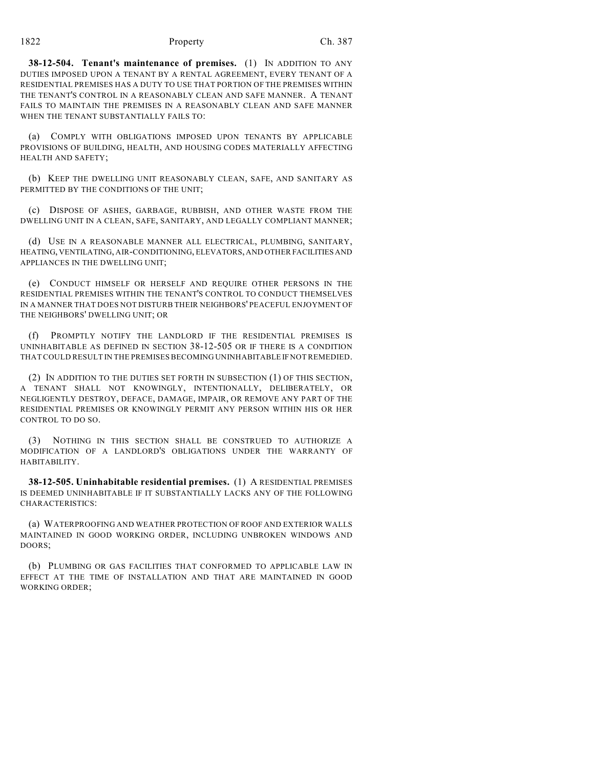**38-12-504. Tenant's maintenance of premises.** (1) IN ADDITION TO ANY DUTIES IMPOSED UPON A TENANT BY A RENTAL AGREEMENT, EVERY TENANT OF A RESIDENTIAL PREMISES HAS A DUTY TO USE THAT PORTION OF THE PREMISES WITHIN THE TENANT'S CONTROL IN A REASONABLY CLEAN AND SAFE MANNER. A TENANT FAILS TO MAINTAIN THE PREMISES IN A REASONABLY CLEAN AND SAFE MANNER WHEN THE TENANT SUBSTANTIALLY FAILS TO:

(a) COMPLY WITH OBLIGATIONS IMPOSED UPON TENANTS BY APPLICABLE PROVISIONS OF BUILDING, HEALTH, AND HOUSING CODES MATERIALLY AFFECTING HEALTH AND SAFETY;

(b) KEEP THE DWELLING UNIT REASONABLY CLEAN, SAFE, AND SANITARY AS PERMITTED BY THE CONDITIONS OF THE UNIT;

(c) DISPOSE OF ASHES, GARBAGE, RUBBISH, AND OTHER WASTE FROM THE DWELLING UNIT IN A CLEAN, SAFE, SANITARY, AND LEGALLY COMPLIANT MANNER;

(d) USE IN A REASONABLE MANNER ALL ELECTRICAL, PLUMBING, SANITARY, HEATING, VENTILATING, AIR-CONDITIONING, ELEVATORS, AND OTHER FACILITIES AND APPLIANCES IN THE DWELLING UNIT;

(e) CONDUCT HIMSELF OR HERSELF AND REQUIRE OTHER PERSONS IN THE RESIDENTIAL PREMISES WITHIN THE TENANT'S CONTROL TO CONDUCT THEMSELVES IN A MANNER THAT DOES NOT DISTURB THEIR NEIGHBORS' PEACEFUL ENJOYMENT OF THE NEIGHBORS' DWELLING UNIT; OR

(f) PROMPTLY NOTIFY THE LANDLORD IF THE RESIDENTIAL PREMISES IS UNINHABITABLE AS DEFINED IN SECTION 38-12-505 OR IF THERE IS A CONDITION THAT COULD RESULT IN THE PREMISES BECOMING UNINHABITABLE IF NOT REMEDIED.

(2) IN ADDITION TO THE DUTIES SET FORTH IN SUBSECTION (1) OF THIS SECTION, A TENANT SHALL NOT KNOWINGLY, INTENTIONALLY, DELIBERATELY, OR NEGLIGENTLY DESTROY, DEFACE, DAMAGE, IMPAIR, OR REMOVE ANY PART OF THE RESIDENTIAL PREMISES OR KNOWINGLY PERMIT ANY PERSON WITHIN HIS OR HER CONTROL TO DO SO.

(3) NOTHING IN THIS SECTION SHALL BE CONSTRUED TO AUTHORIZE A MODIFICATION OF A LANDLORD'S OBLIGATIONS UNDER THE WARRANTY OF HABITABILITY.

**38-12-505. Uninhabitable residential premises.** (1) A RESIDENTIAL PREMISES IS DEEMED UNINHABITABLE IF IT SUBSTANTIALLY LACKS ANY OF THE FOLLOWING CHARACTERISTICS:

(a) WATERPROOFING AND WEATHER PROTECTION OF ROOF AND EXTERIOR WALLS MAINTAINED IN GOOD WORKING ORDER, INCLUDING UNBROKEN WINDOWS AND DOORS;

(b) PLUMBING OR GAS FACILITIES THAT CONFORMED TO APPLICABLE LAW IN EFFECT AT THE TIME OF INSTALLATION AND THAT ARE MAINTAINED IN GOOD WORKING ORDER;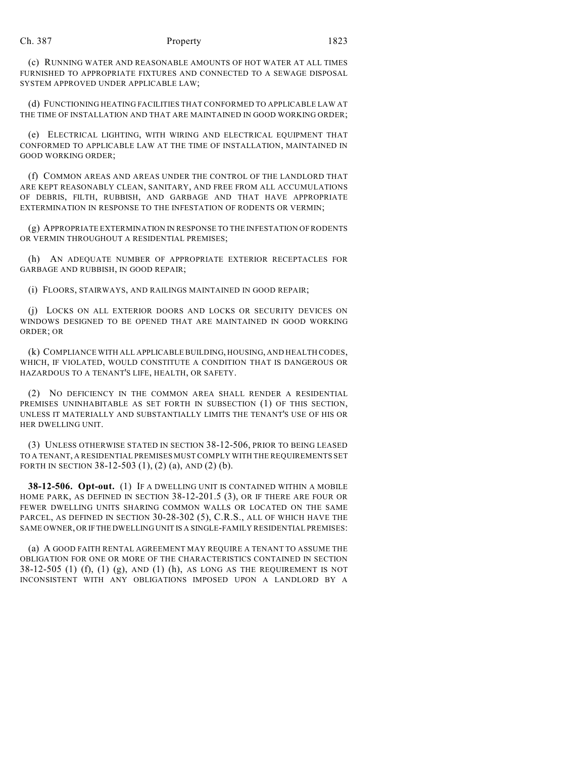(c) RUNNING WATER AND REASONABLE AMOUNTS OF HOT WATER AT ALL TIMES FURNISHED TO APPROPRIATE FIXTURES AND CONNECTED TO A SEWAGE DISPOSAL SYSTEM APPROVED UNDER APPLICABLE LAW;

(d) FUNCTIONING HEATING FACILITIES THAT CONFORMED TO APPLICABLE LAW AT THE TIME OF INSTALLATION AND THAT ARE MAINTAINED IN GOOD WORKING ORDER;

(e) ELECTRICAL LIGHTING, WITH WIRING AND ELECTRICAL EQUIPMENT THAT CONFORMED TO APPLICABLE LAW AT THE TIME OF INSTALLATION, MAINTAINED IN GOOD WORKING ORDER;

(f) COMMON AREAS AND AREAS UNDER THE CONTROL OF THE LANDLORD THAT ARE KEPT REASONABLY CLEAN, SANITARY, AND FREE FROM ALL ACCUMULATIONS OF DEBRIS, FILTH, RUBBISH, AND GARBAGE AND THAT HAVE APPROPRIATE EXTERMINATION IN RESPONSE TO THE INFESTATION OF RODENTS OR VERMIN;

(g) APPROPRIATE EXTERMINATION IN RESPONSE TO THE INFESTATION OF RODENTS OR VERMIN THROUGHOUT A RESIDENTIAL PREMISES;

(h) AN ADEQUATE NUMBER OF APPROPRIATE EXTERIOR RECEPTACLES FOR GARBAGE AND RUBBISH, IN GOOD REPAIR;

(i) FLOORS, STAIRWAYS, AND RAILINGS MAINTAINED IN GOOD REPAIR;

(j) LOCKS ON ALL EXTERIOR DOORS AND LOCKS OR SECURITY DEVICES ON WINDOWS DESIGNED TO BE OPENED THAT ARE MAINTAINED IN GOOD WORKING ORDER; OR

(k) COMPLIANCE WITH ALL APPLICABLE BUILDING, HOUSING, AND HEALTH CODES, WHICH, IF VIOLATED, WOULD CONSTITUTE A CONDITION THAT IS DANGEROUS OR HAZARDOUS TO A TENANT'S LIFE, HEALTH, OR SAFETY.

(2) NO DEFICIENCY IN THE COMMON AREA SHALL RENDER A RESIDENTIAL PREMISES UNINHABITABLE AS SET FORTH IN SUBSECTION (1) OF THIS SECTION, UNLESS IT MATERIALLY AND SUBSTANTIALLY LIMITS THE TENANT'S USE OF HIS OR HER DWELLING UNIT.

(3) UNLESS OTHERWISE STATED IN SECTION 38-12-506, PRIOR TO BEING LEASED TO A TENANT, A RESIDENTIAL PREMISES MUST COMPLY WITH THE REQUIREMENTS SET FORTH IN SECTION 38-12-503 (1), (2) (a), AND (2) (b).

**38-12-506. Opt-out.** (1) IF A DWELLING UNIT IS CONTAINED WITHIN A MOBILE HOME PARK, AS DEFINED IN SECTION 38-12-201.5 (3), OR IF THERE ARE FOUR OR FEWER DWELLING UNITS SHARING COMMON WALLS OR LOCATED ON THE SAME PARCEL, AS DEFINED IN SECTION 30-28-302 (5), C.R.S., ALL OF WHICH HAVE THE SAME OWNER, OR IF THE DWELLING UNIT IS A SINGLE-FAMILY RESIDENTIAL PREMISES:

(a) A GOOD FAITH RENTAL AGREEMENT MAY REQUIRE A TENANT TO ASSUME THE OBLIGATION FOR ONE OR MORE OF THE CHARACTERISTICS CONTAINED IN SECTION 38-12-505 (1) (f), (1) (g), AND (1) (h), AS LONG AS THE REQUIREMENT IS NOT INCONSISTENT WITH ANY OBLIGATIONS IMPOSED UPON A LANDLORD BY A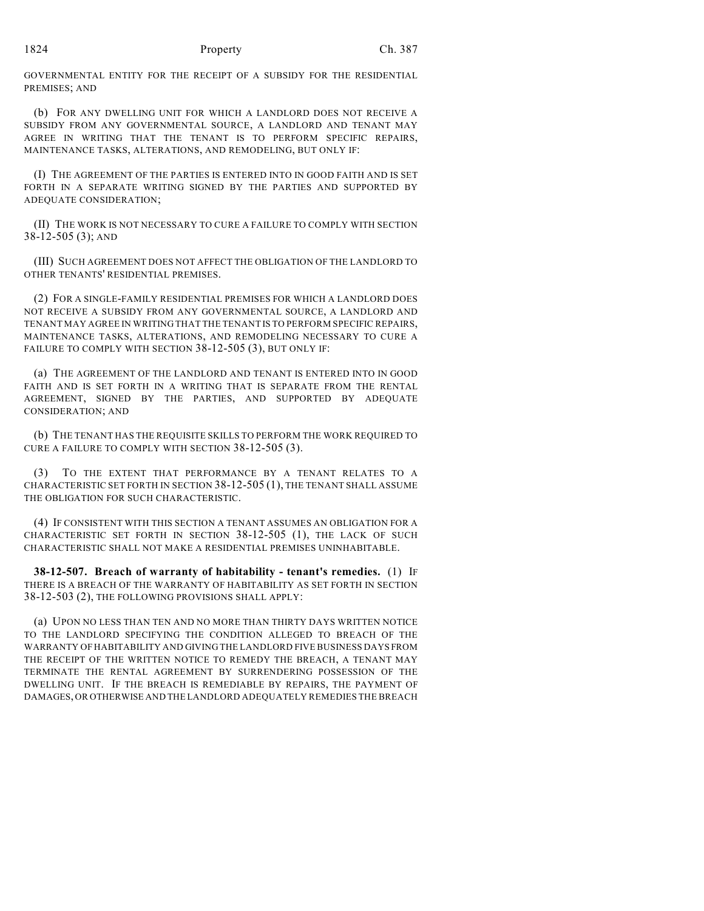GOVERNMENTAL ENTITY FOR THE RECEIPT OF A SUBSIDY FOR THE RESIDENTIAL PREMISES; AND

(b) FOR ANY DWELLING UNIT FOR WHICH A LANDLORD DOES NOT RECEIVE A SUBSIDY FROM ANY GOVERNMENTAL SOURCE, A LANDLORD AND TENANT MAY AGREE IN WRITING THAT THE TENANT IS TO PERFORM SPECIFIC REPAIRS, MAINTENANCE TASKS, ALTERATIONS, AND REMODELING, BUT ONLY IF:

(I) THE AGREEMENT OF THE PARTIES IS ENTERED INTO IN GOOD FAITH AND IS SET FORTH IN A SEPARATE WRITING SIGNED BY THE PARTIES AND SUPPORTED BY ADEQUATE CONSIDERATION;

(II) THE WORK IS NOT NECESSARY TO CURE A FAILURE TO COMPLY WITH SECTION 38-12-505 (3); AND

(III) SUCH AGREEMENT DOES NOT AFFECT THE OBLIGATION OF THE LANDLORD TO OTHER TENANTS' RESIDENTIAL PREMISES.

(2) FOR A SINGLE-FAMILY RESIDENTIAL PREMISES FOR WHICH A LANDLORD DOES NOT RECEIVE A SUBSIDY FROM ANY GOVERNMENTAL SOURCE, A LANDLORD AND TENANT MAY AGREE IN WRITING THAT THE TENANT IS TO PERFORM SPECIFIC REPAIRS, MAINTENANCE TASKS, ALTERATIONS, AND REMODELING NECESSARY TO CURE A FAILURE TO COMPLY WITH SECTION 38-12-505 (3), BUT ONLY IF:

(a) THE AGREEMENT OF THE LANDLORD AND TENANT IS ENTERED INTO IN GOOD FAITH AND IS SET FORTH IN A WRITING THAT IS SEPARATE FROM THE RENTAL AGREEMENT, SIGNED BY THE PARTIES, AND SUPPORTED BY ADEQUATE CONSIDERATION; AND

(b) THE TENANT HAS THE REQUISITE SKILLS TO PERFORM THE WORK REQUIRED TO CURE A FAILURE TO COMPLY WITH SECTION 38-12-505 (3).

(3) TO THE EXTENT THAT PERFORMANCE BY A TENANT RELATES TO A CHARACTERISTIC SET FORTH IN SECTION 38-12-505 (1), THE TENANT SHALL ASSUME THE OBLIGATION FOR SUCH CHARACTERISTIC.

(4) IF CONSISTENT WITH THIS SECTION A TENANT ASSUMES AN OBLIGATION FOR A CHARACTERISTIC SET FORTH IN SECTION 38-12-505 (1), THE LACK OF SUCH CHARACTERISTIC SHALL NOT MAKE A RESIDENTIAL PREMISES UNINHABITABLE.

**38-12-507. Breach of warranty of habitability - tenant's remedies.** (1) IF THERE IS A BREACH OF THE WARRANTY OF HABITABILITY AS SET FORTH IN SECTION 38-12-503 (2), THE FOLLOWING PROVISIONS SHALL APPLY:

(a) UPON NO LESS THAN TEN AND NO MORE THAN THIRTY DAYS WRITTEN NOTICE TO THE LANDLORD SPECIFYING THE CONDITION ALLEGED TO BREACH OF THE WARRANTY OF HABITABILITY AND GIVING THE LANDLORD FIVE BUSINESS DAYS FROM THE RECEIPT OF THE WRITTEN NOTICE TO REMEDY THE BREACH, A TENANT MAY TERMINATE THE RENTAL AGREEMENT BY SURRENDERING POSSESSION OF THE DWELLING UNIT. IF THE BREACH IS REMEDIABLE BY REPAIRS, THE PAYMENT OF DAMAGES, OR OTHERWISE AND THE LANDLORD ADEQUATELY REMEDIES THE BREACH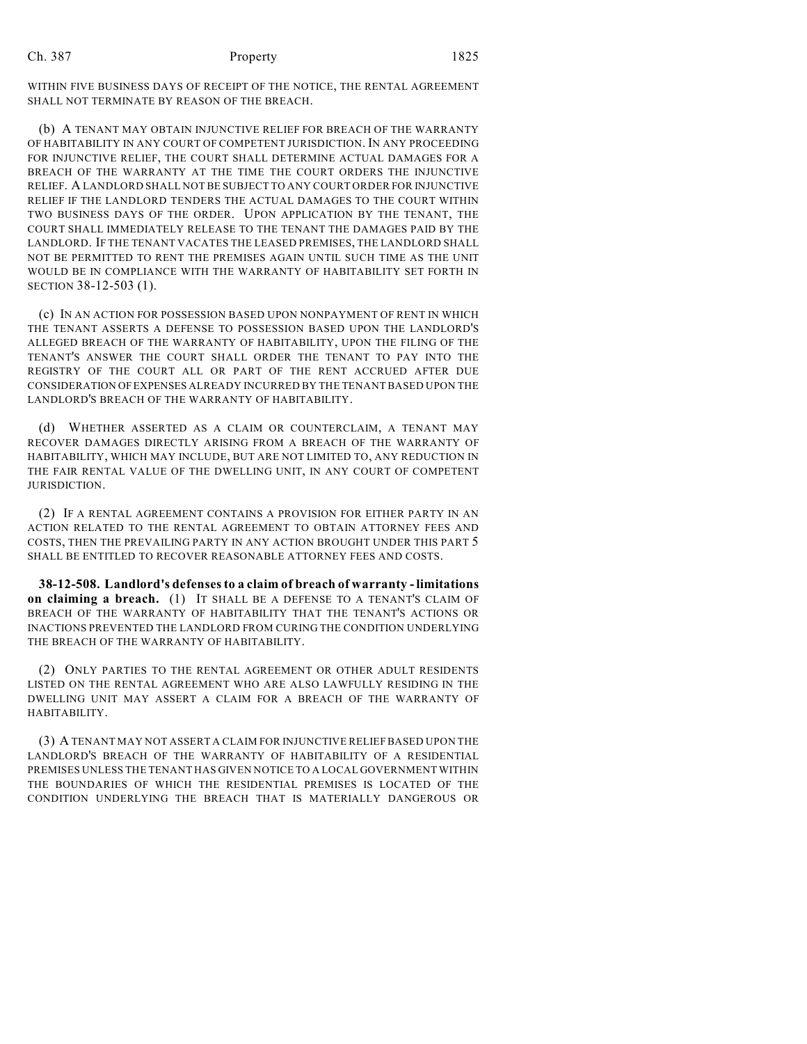WITHIN FIVE BUSINESS DAYS OF RECEIPT OF THE NOTICE, THE RENTAL AGREEMENT SHALL NOT TERMINATE BY REASON OF THE BREACH.

(b) A TENANT MAY OBTAIN INJUNCTIVE RELIEF FOR BREACH OF THE WARRANTY OF HABITABILITY IN ANY COURT OF COMPETENT JURISDICTION. IN ANY PROCEEDING FOR INJUNCTIVE RELIEF, THE COURT SHALL DETERMINE ACTUAL DAMAGES FOR A BREACH OF THE WARRANTY AT THE TIME THE COURT ORDERS THE INJUNCTIVE RELIEF. A LANDLORD SHALL NOT BE SUBJECT TO ANY COURT ORDER FOR INJUNCTIVE RELIEF IF THE LANDLORD TENDERS THE ACTUAL DAMAGES TO THE COURT WITHIN TWO BUSINESS DAYS OF THE ORDER. UPON APPLICATION BY THE TENANT, THE COURT SHALL IMMEDIATELY RELEASE TO THE TENANT THE DAMAGES PAID BY THE LANDLORD. IF THE TENANT VACATES THE LEASED PREMISES, THE LANDLORD SHALL NOT BE PERMITTED TO RENT THE PREMISES AGAIN UNTIL SUCH TIME AS THE UNIT WOULD BE IN COMPLIANCE WITH THE WARRANTY OF HABITABILITY SET FORTH IN SECTION 38-12-503 (1).

(c) IN AN ACTION FOR POSSESSION BASED UPON NONPAYMENT OF RENT IN WHICH THE TENANT ASSERTS A DEFENSE TO POSSESSION BASED UPON THE LANDLORD'S ALLEGED BREACH OF THE WARRANTY OF HABITABILITY, UPON THE FILING OF THE TENANT'S ANSWER THE COURT SHALL ORDER THE TENANT TO PAY INTO THE REGISTRY OF THE COURT ALL OR PART OF THE RENT ACCRUED AFTER DUE CONSIDERATION OF EXPENSES ALREADY INCURRED BY THE TENANT BASED UPON THE LANDLORD'S BREACH OF THE WARRANTY OF HABITABILITY.

(d) WHETHER ASSERTED AS A CLAIM OR COUNTERCLAIM, A TENANT MAY RECOVER DAMAGES DIRECTLY ARISING FROM A BREACH OF THE WARRANTY OF HABITABILITY, WHICH MAY INCLUDE, BUT ARE NOT LIMITED TO, ANY REDUCTION IN THE FAIR RENTAL VALUE OF THE DWELLING UNIT, IN ANY COURT OF COMPETENT JURISDICTION.

(2) IF A RENTAL AGREEMENT CONTAINS A PROVISION FOR EITHER PARTY IN AN ACTION RELATED TO THE RENTAL AGREEMENT TO OBTAIN ATTORNEY FEES AND COSTS, THEN THE PREVAILING PARTY IN ANY ACTION BROUGHT UNDER THIS PART 5 SHALL BE ENTITLED TO RECOVER REASONABLE ATTORNEY FEES AND COSTS.

**38-12-508. Landlord's defenses to a claim of breach of warranty - limitations on claiming a breach.** (1) IT SHALL BE A DEFENSE TO A TENANT'S CLAIM OF BREACH OF THE WARRANTY OF HABITABILITY THAT THE TENANT'S ACTIONS OR INACTIONS PREVENTED THE LANDLORD FROM CURING THE CONDITION UNDERLYING THE BREACH OF THE WARRANTY OF HABITABILITY.

(2) ONLY PARTIES TO THE RENTAL AGREEMENT OR OTHER ADULT RESIDENTS LISTED ON THE RENTAL AGREEMENT WHO ARE ALSO LAWFULLY RESIDING IN THE DWELLING UNIT MAY ASSERT A CLAIM FOR A BREACH OF THE WARRANTY OF HABITABILITY.

(3) A TENANT MAY NOT ASSERT A CLAIM FOR INJUNCTIVE RELIEF BASED UPON THE LANDLORD'S BREACH OF THE WARRANTY OF HABITABILITY OF A RESIDENTIAL PREMISES UNLESS THE TENANT HAS GIVEN NOTICE TO A LOCAL GOVERNMENT WITHIN THE BOUNDARIES OF WHICH THE RESIDENTIAL PREMISES IS LOCATED OF THE CONDITION UNDERLYING THE BREACH THAT IS MATERIALLY DANGEROUS OR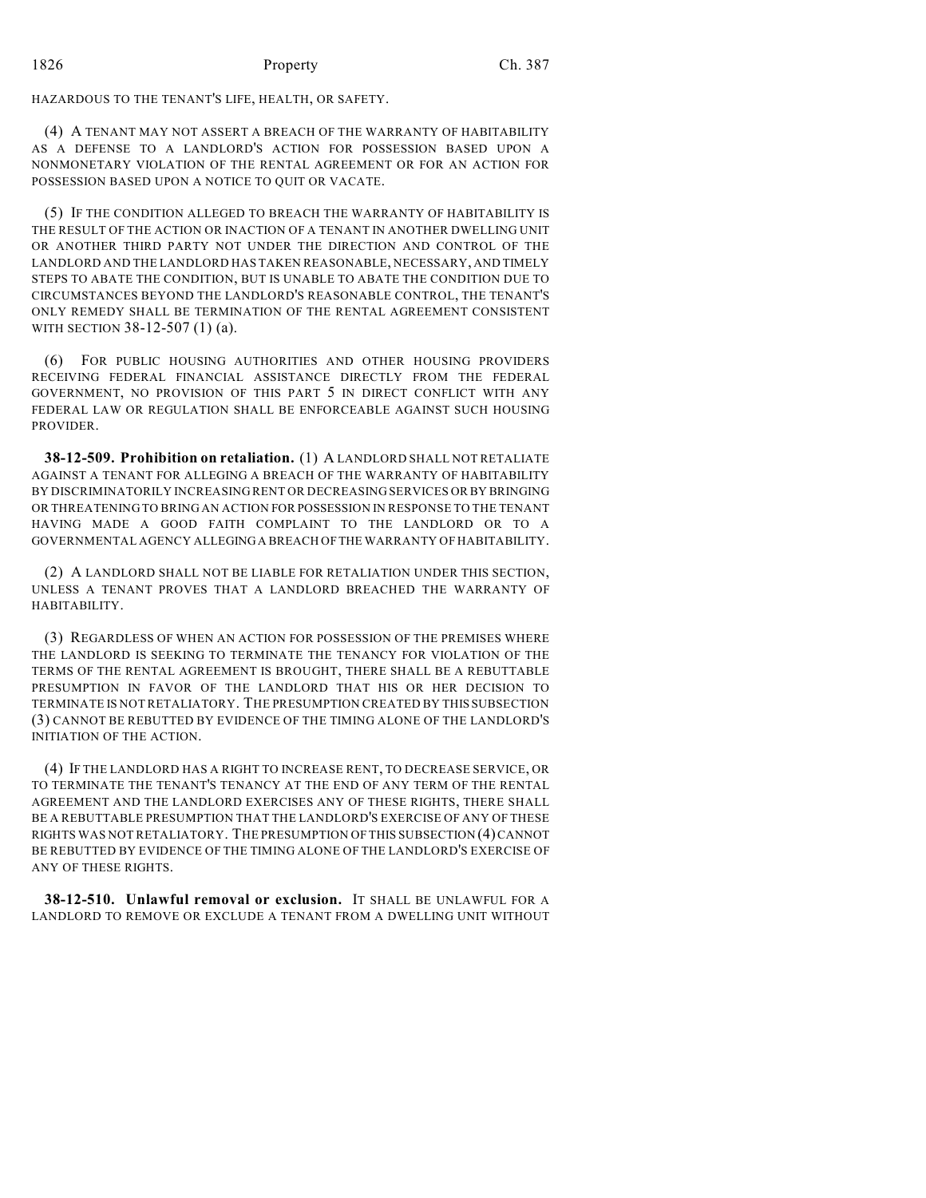HAZARDOUS TO THE TENANT'S LIFE, HEALTH, OR SAFETY.

(4) A TENANT MAY NOT ASSERT A BREACH OF THE WARRANTY OF HABITABILITY AS A DEFENSE TO A LANDLORD'S ACTION FOR POSSESSION BASED UPON A NONMONETARY VIOLATION OF THE RENTAL AGREEMENT OR FOR AN ACTION FOR POSSESSION BASED UPON A NOTICE TO QUIT OR VACATE.

(5) IF THE CONDITION ALLEGED TO BREACH THE WARRANTY OF HABITABILITY IS THE RESULT OF THE ACTION OR INACTION OF A TENANT IN ANOTHER DWELLING UNIT OR ANOTHER THIRD PARTY NOT UNDER THE DIRECTION AND CONTROL OF THE LANDLORD AND THE LANDLORD HAS TAKEN REASONABLE, NECESSARY, AND TIMELY STEPS TO ABATE THE CONDITION, BUT IS UNABLE TO ABATE THE CONDITION DUE TO CIRCUMSTANCES BEYOND THE LANDLORD'S REASONABLE CONTROL, THE TENANT'S ONLY REMEDY SHALL BE TERMINATION OF THE RENTAL AGREEMENT CONSISTENT WITH SECTION 38-12-507 (1) (a).

(6) FOR PUBLIC HOUSING AUTHORITIES AND OTHER HOUSING PROVIDERS RECEIVING FEDERAL FINANCIAL ASSISTANCE DIRECTLY FROM THE FEDERAL GOVERNMENT, NO PROVISION OF THIS PART 5 IN DIRECT CONFLICT WITH ANY FEDERAL LAW OR REGULATION SHALL BE ENFORCEABLE AGAINST SUCH HOUSING PROVIDER.

**38-12-509. Prohibition on retaliation.** (1) A LANDLORD SHALL NOT RETALIATE AGAINST A TENANT FOR ALLEGING A BREACH OF THE WARRANTY OF HABITABILITY BY DISCRIMINATORILY INCREASING RENT OR DECREASING SERVICES OR BY BRINGING OR THREATENING TO BRING AN ACTION FOR POSSESSION IN RESPONSE TO THE TENANT HAVING MADE A GOOD FAITH COMPLAINT TO THE LANDLORD OR TO A GOVERNMENTAL AGENCY ALLEGING A BREACH OF THE WARRANTY OF HABITABILITY.

(2) A LANDLORD SHALL NOT BE LIABLE FOR RETALIATION UNDER THIS SECTION, UNLESS A TENANT PROVES THAT A LANDLORD BREACHED THE WARRANTY OF HABITABILITY.

(3) REGARDLESS OF WHEN AN ACTION FOR POSSESSION OF THE PREMISES WHERE THE LANDLORD IS SEEKING TO TERMINATE THE TENANCY FOR VIOLATION OF THE TERMS OF THE RENTAL AGREEMENT IS BROUGHT, THERE SHALL BE A REBUTTABLE PRESUMPTION IN FAVOR OF THE LANDLORD THAT HIS OR HER DECISION TO TERMINATE IS NOT RETALIATORY. THE PRESUMPTION CREATED BY THIS SUBSECTION (3) CANNOT BE REBUTTED BY EVIDENCE OF THE TIMING ALONE OF THE LANDLORD'S INITIATION OF THE ACTION.

(4) IF THE LANDLORD HAS A RIGHT TO INCREASE RENT, TO DECREASE SERVICE, OR TO TERMINATE THE TENANT'S TENANCY AT THE END OF ANY TERM OF THE RENTAL AGREEMENT AND THE LANDLORD EXERCISES ANY OF THESE RIGHTS, THERE SHALL BE A REBUTTABLE PRESUMPTION THAT THE LANDLORD'S EXERCISE OF ANY OF THESE RIGHTS WAS NOT RETALIATORY. THE PRESUMPTION OF THIS SUBSECTION (4) CANNOT BE REBUTTED BY EVIDENCE OF THE TIMING ALONE OF THE LANDLORD'S EXERCISE OF ANY OF THESE RIGHTS.

**38-12-510. Unlawful removal or exclusion.** IT SHALL BE UNLAWFUL FOR A LANDLORD TO REMOVE OR EXCLUDE A TENANT FROM A DWELLING UNIT WITHOUT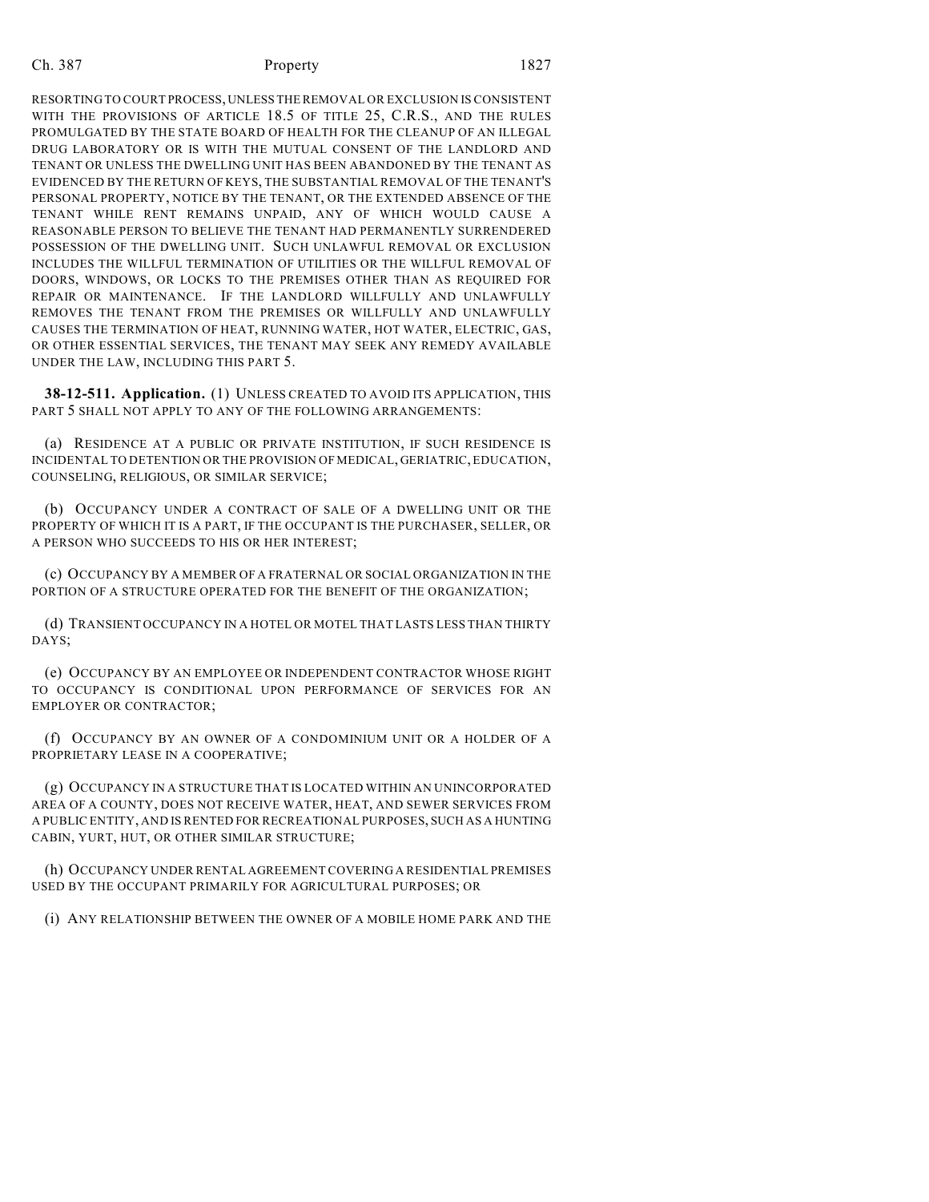RESORTING TO COURT PROCESS, UNLESS THE REMOVAL OR EXCLUSION IS CONSISTENT WITH THE PROVISIONS OF ARTICLE 18.5 OF TITLE 25, C.R.S., AND THE RULES PROMULGATED BY THE STATE BOARD OF HEALTH FOR THE CLEANUP OF AN ILLEGAL DRUG LABORATORY OR IS WITH THE MUTUAL CONSENT OF THE LANDLORD AND TENANT OR UNLESS THE DWELLING UNIT HAS BEEN ABANDONED BY THE TENANT AS EVIDENCED BY THE RETURN OF KEYS, THE SUBSTANTIAL REMOVAL OF THE TENANT'S PERSONAL PROPERTY, NOTICE BY THE TENANT, OR THE EXTENDED ABSENCE OF THE TENANT WHILE RENT REMAINS UNPAID, ANY OF WHICH WOULD CAUSE A REASONABLE PERSON TO BELIEVE THE TENANT HAD PERMANENTLY SURRENDERED POSSESSION OF THE DWELLING UNIT. SUCH UNLAWFUL REMOVAL OR EXCLUSION INCLUDES THE WILLFUL TERMINATION OF UTILITIES OR THE WILLFUL REMOVAL OF DOORS, WINDOWS, OR LOCKS TO THE PREMISES OTHER THAN AS REQUIRED FOR REPAIR OR MAINTENANCE. IF THE LANDLORD WILLFULLY AND UNLAWFULLY REMOVES THE TENANT FROM THE PREMISES OR WILLFULLY AND UNLAWFULLY CAUSES THE TERMINATION OF HEAT, RUNNING WATER, HOT WATER, ELECTRIC, GAS, OR OTHER ESSENTIAL SERVICES, THE TENANT MAY SEEK ANY REMEDY AVAILABLE UNDER THE LAW, INCLUDING THIS PART 5.

**38-12-511. Application.** (1) UNLESS CREATED TO AVOID ITS APPLICATION, THIS PART 5 SHALL NOT APPLY TO ANY OF THE FOLLOWING ARRANGEMENTS:

(a) RESIDENCE AT A PUBLIC OR PRIVATE INSTITUTION, IF SUCH RESIDENCE IS INCIDENTAL TO DETENTION OR THE PROVISION OF MEDICAL, GERIATRIC, EDUCATION, COUNSELING, RELIGIOUS, OR SIMILAR SERVICE;

(b) OCCUPANCY UNDER A CONTRACT OF SALE OF A DWELLING UNIT OR THE PROPERTY OF WHICH IT IS A PART, IF THE OCCUPANT IS THE PURCHASER, SELLER, OR A PERSON WHO SUCCEEDS TO HIS OR HER INTEREST;

(c) OCCUPANCY BY A MEMBER OF A FRATERNAL OR SOCIAL ORGANIZATION IN THE PORTION OF A STRUCTURE OPERATED FOR THE BENEFIT OF THE ORGANIZATION;

(d) TRANSIENT OCCUPANCY IN A HOTEL OR MOTEL THAT LASTS LESS THAN THIRTY DAYS;

(e) OCCUPANCY BY AN EMPLOYEE OR INDEPENDENT CONTRACTOR WHOSE RIGHT TO OCCUPANCY IS CONDITIONAL UPON PERFORMANCE OF SERVICES FOR AN EMPLOYER OR CONTRACTOR;

(f) OCCUPANCY BY AN OWNER OF A CONDOMINIUM UNIT OR A HOLDER OF A PROPRIETARY LEASE IN A COOPERATIVE;

(g) OCCUPANCY IN A STRUCTURE THAT IS LOCATED WITHIN AN UNINCORPORATED AREA OF A COUNTY, DOES NOT RECEIVE WATER, HEAT, AND SEWER SERVICES FROM A PUBLIC ENTITY, AND IS RENTED FOR RECREATIONAL PURPOSES, SUCH AS A HUNTING CABIN, YURT, HUT, OR OTHER SIMILAR STRUCTURE;

(h) OCCUPANCY UNDER RENTAL AGREEMENT COVERING A RESIDENTIAL PREMISES USED BY THE OCCUPANT PRIMARILY FOR AGRICULTURAL PURPOSES; OR

(i) ANY RELATIONSHIP BETWEEN THE OWNER OF A MOBILE HOME PARK AND THE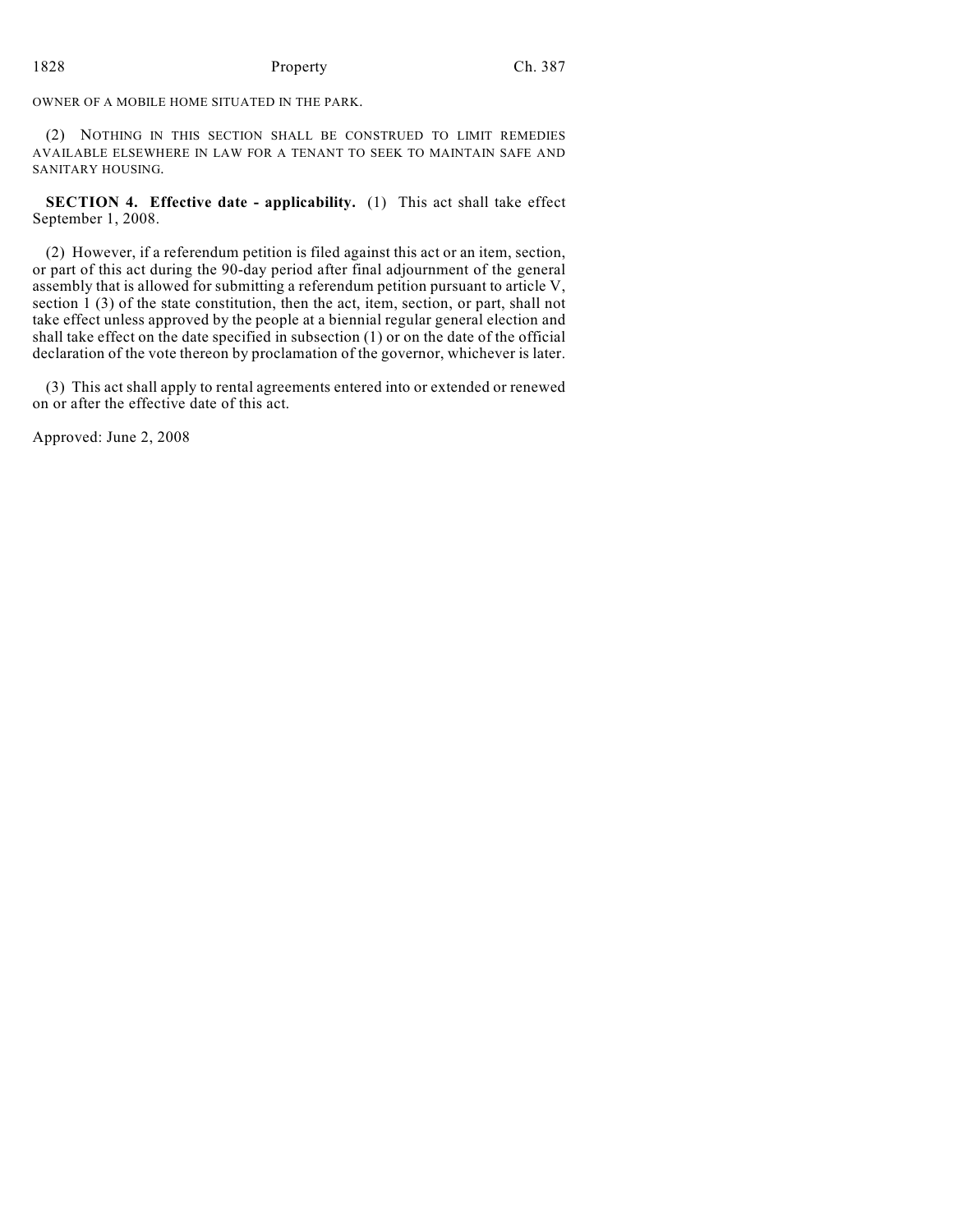OWNER OF A MOBILE HOME SITUATED IN THE PARK.

(2) NOTHING IN THIS SECTION SHALL BE CONSTRUED TO LIMIT REMEDIES AVAILABLE ELSEWHERE IN LAW FOR A TENANT TO SEEK TO MAINTAIN SAFE AND SANITARY HOUSING.

**SECTION 4. Effective date - applicability.** (1) This act shall take effect September 1, 2008.

(2) However, if a referendum petition is filed against this act or an item, section, or part of this act during the 90-day period after final adjournment of the general assembly that is allowed for submitting a referendum petition pursuant to article V, section 1 (3) of the state constitution, then the act, item, section, or part, shall not take effect unless approved by the people at a biennial regular general election and shall take effect on the date specified in subsection (1) or on the date of the official declaration of the vote thereon by proclamation of the governor, whichever is later.

(3) This act shall apply to rental agreements entered into or extended or renewed on or after the effective date of this act.

Approved: June 2, 2008